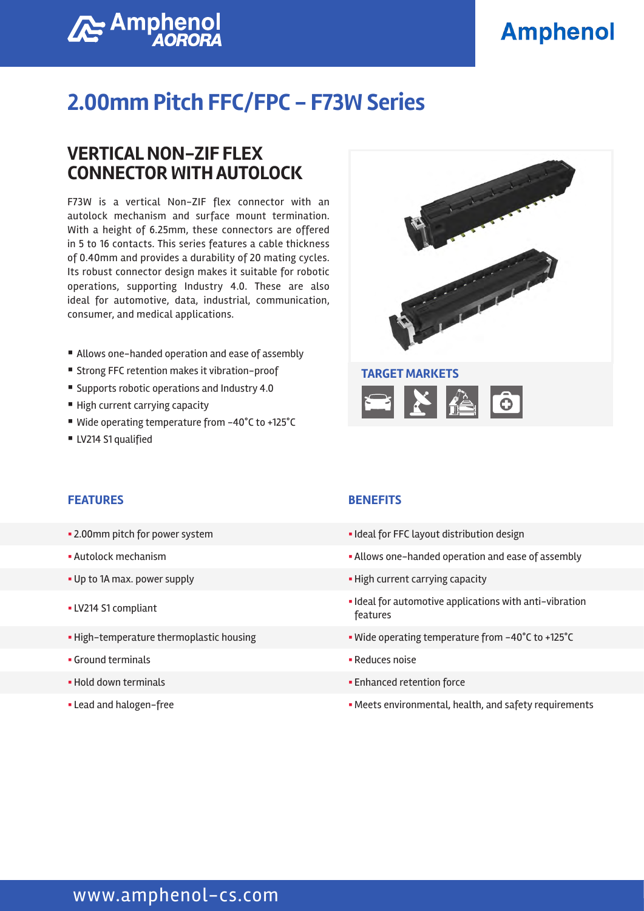# 2.00mm Pitch FFC/FPC – F73W Series

## VERTICAL NON-ZIF FLEX CONNECTOR WITH AUTOLOCK

F73W is a vertical Non-ZIF flex connector with an autolock mechanism and surface mount termination. With a height of 6.25mm, these connectors are offered in 5 to 16 contacts. This series features a cable thickness of 0.40mm and provides a durability of 20 mating cycles. Its robust connector design makes it suitable for robotic operations, supporting Industry 4.0. These are also ideal for automotive, data, industrial, communication, consumer, and medical applications.

- Allows one-handed operation and ease of assembly
- Strong FFC retention makes it vibration-proof
- Supports robotic operations and Industry 4.0
- High current carrying capacity
- Wide operating temperature from -40°C to +125°C
- LV214 S1 qualified

### TARGET MARKETS

| FEATURES | BENEFITS |
|---|---|
| 2.00mm pitch for power system | Ideal for FFC layout distribution design |
| Autolock mechanism | Allows one-handed operation and ease of assembly |
| Up to 1A max. power supply | High current carrying capacity |
| LV214 S1 compliant | Ideal for automotive applications with anti-vibration features |
| High-temperature thermoplastic housing | Wide operating temperature from -40°C to +125°C |
| Ground terminals | Reduces noise |
| Hold down terminals | Enhanced retention force |
| Lead and halogen-free | Meets environmental, health, and safety requirements |

www.amphenol-cs.com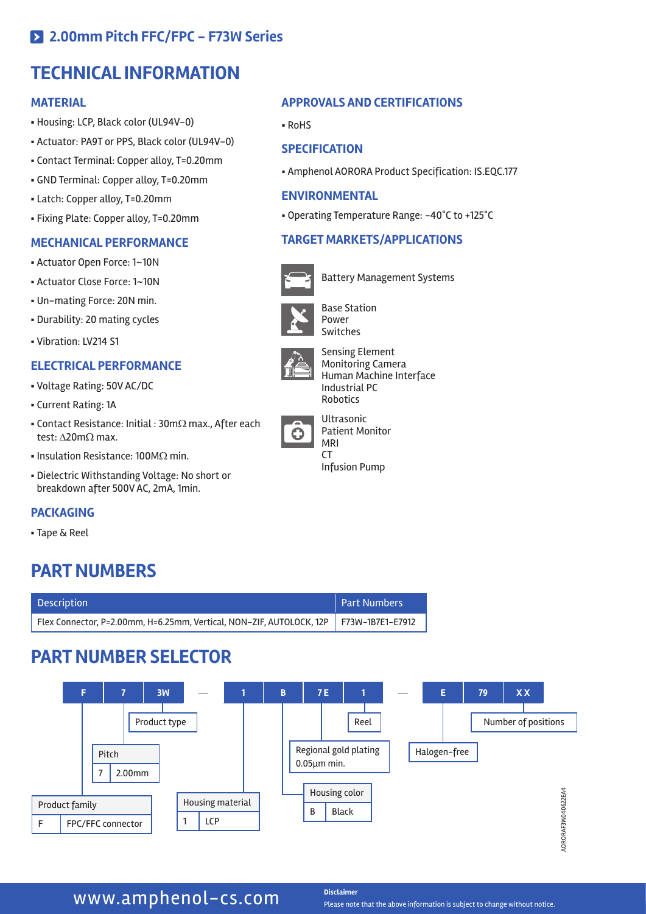## 2.00mm Pitch FFC/FPC – F73W Series

# TECHNICAL INFORMATION

### MATERIAL

- Housing: LCP, Black color (UL94V-0)
- Actuator: PA9T or PPS, Black color (UL94V-0)
- Contact Terminal: Copper alloy, T=0.20mm
- GND Terminal: Copper alloy, T=0.20mm
- Latch: Copper alloy, T=0.20mm
- Fixing Plate: Copper alloy, T=0.20mm

### MECHANICAL PERFORMANCE

- Actuator Open Force: 1~10N
- Actuator Close Force: 1~10N
- Un-mating Force: 20N min.
- Durability: 20 mating cycles
- Vibration: LV214 S1

### ELECTRICAL PERFORMANCE

- Voltage Rating: 50V AC/DC
- Current Rating: 1A
- Contact Resistance: Initial : 30mΩ max., After each test: Δ20mΩ max.
- Insulation Resistance: 100MΩ min.
- Dielectric Withstanding Voltage: No short or breakdown after 500V AC, 2mA, 1min.

### PACKAGING

- Tape & Reel

### APPROVALS AND CERTIFICATIONS

- RoHS

### SPECIFICATION

- Amphenol AORORA Product Specification: IS.EQC.177

### ENVIRONMENTAL

- Operating Temperature Range: -40°C to +125°C

### TARGET MARKETS/APPLICATIONS

Battery Management Systems

Base Station
Power
Switches

Sensing Element
Monitoring Camera
Human Machine Interface
Industrial PC
Robotics

Ultrasonic
Patient Monitor
MRI
CT
Infusion Pump

# PART NUMBERS

| Description | Part Numbers |
|---|---|
| Flex Connector, P=2.00mm, H=6.25mm, Vertical, NON-ZIF, AUTOLOCK, 12P | F73W-1B7E1-E7912 |

# PART NUMBER SELECTOR

F 7 3W — 1 B 7E 1 — E 79 XX

- F: Product family — F: FPC/FFC connector
- 7: Pitch — 7: 2.00mm
- 3W: Product type
- 1: Housing material — 1: LCP
- B: Housing color — B: Black
- 7E: Regional gold plating 0.05µm min.
- 1: Reel
- E: Halogen-free
- 79
- XX: Number of positions

AORORAF3W04062EA4

Disclaimer
Please note that the above information is subject to change without notice.